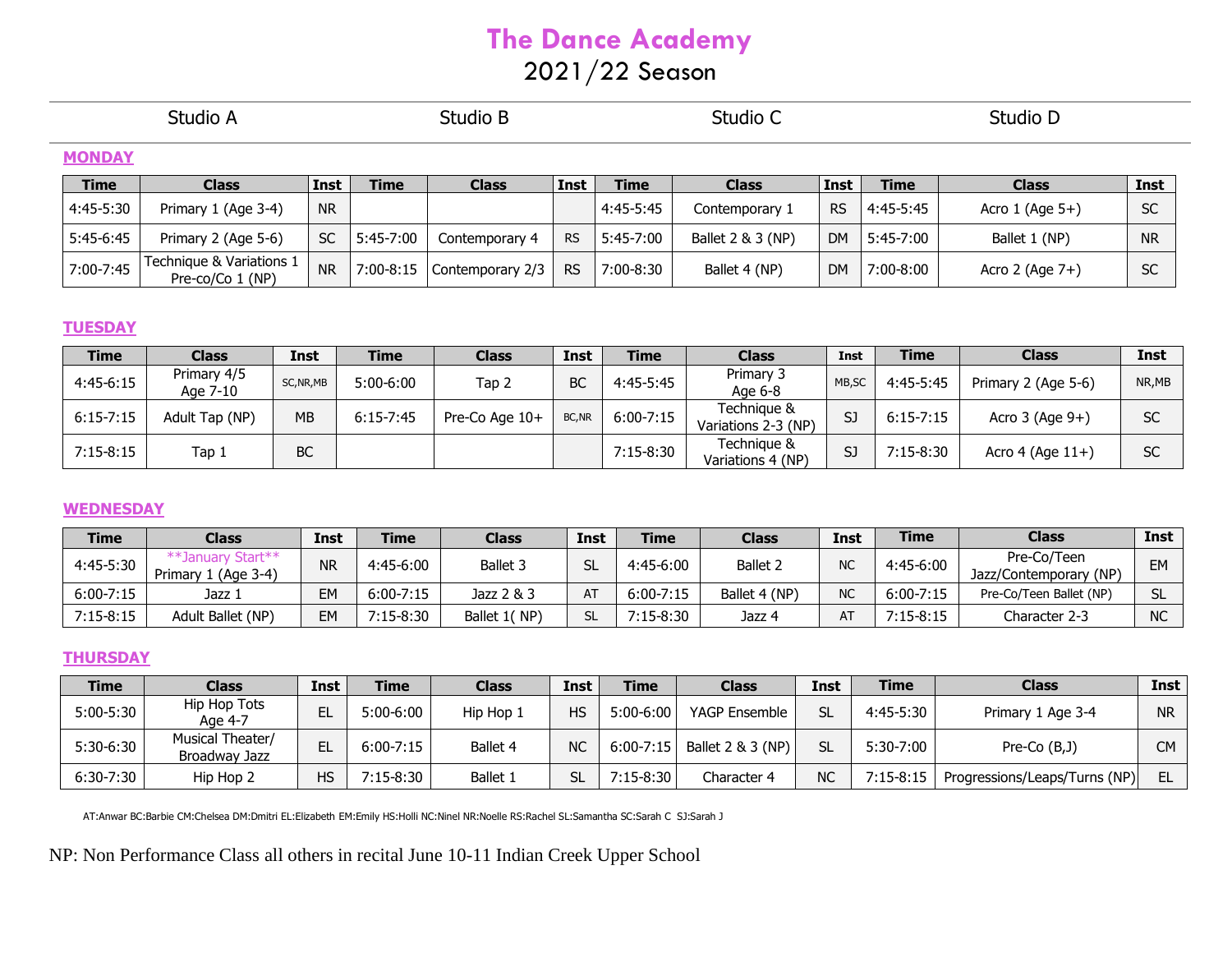# The Dance Academy
## 2021/22 Season

Studio A | Studio B | Studio C | Studio D

**MONDAY**

| Time | Class | Inst | Time | Class | Inst | Time | Class | Inst | Time | Class | Inst |
|---|---|---|---|---|---|---|---|---|---|---|---|
| 4:45-5:30 | Primary 1 (Age 3-4) | NR | | | | 4:45-5:45 | Contemporary 1 | RS | 4:45-5:45 | Acro 1 (Age 5+) | SC |
| 5:45-6:45 | Primary 2 (Age 5-6) | SC | 5:45-7:00 | Contemporary 4 | RS | 5:45-7:00 | Ballet 2 & 3 (NP) | DM | 5:45-7:00 | Ballet 1 (NP) | NR |
| 7:00-7:45 | Technique & Variations 1 Pre-co/Co 1 (NP) | NR | 7:00-8:15 | Contemporary 2/3 | RS | 7:00-8:30 | Ballet 4 (NP) | DM | 7:00-8:00 | Acro 2 (Age 7+) | SC |

**TUESDAY**

| Time | Class | Inst | Time | Class | Inst | Time | Class | Inst | Time | Class | Inst |
|---|---|---|---|---|---|---|---|---|---|---|---|
| 4:45-6:15 | Primary 4/5 Age 7-10 | SC,NR,MB | 5:00-6:00 | Tap 2 | BC | 4:45-5:45 | Primary 3 Age 6-8 | MB,SC | 4:45-5:45 | Primary 2 (Age 5-6) | NR,MB |
| 6:15-7:15 | Adult Tap (NP) | MB | 6:15-7:45 | Pre-Co Age 10+ | BC,NR | 6:00-7:15 | Technique & Variations 2-3 (NP) | SJ | 6:15-7:15 | Acro 3 (Age 9+) | SC |
| 7:15-8:15 | Tap 1 | BC | | | | 7:15-8:30 | Technique & Variations 4 (NP) | SJ | 7:15-8:30 | Acro 4 (Age 11+) | SC |

**WEDNESDAY**

| Time | Class | Inst | Time | Class | Inst | Time | Class | Inst | Time | Class | Inst |
|---|---|---|---|---|---|---|---|---|---|---|---|
| 4:45-5:30 | **January Start** Primary 1 (Age 3-4) | NR | 4:45-6:00 | Ballet 3 | SL | 4:45-6:00 | Ballet 2 | NC | 4:45-6:00 | Pre-Co/Teen Jazz/Contemporary (NP) | EM |
| 6:00-7:15 | Jazz 1 | EM | 6:00-7:15 | Jazz 2 & 3 | AT | 6:00-7:15 | Ballet 4 (NP) | NC | 6:00-7:15 | Pre-Co/Teen Ballet (NP) | SL |
| 7:15-8:15 | Adult Ballet (NP) | EM | 7:15-8:30 | Ballet 1( NP) | SL | 7:15-8:30 | Jazz 4 | AT | 7:15-8:15 | Character 2-3 | NC |

**THURSDAY**

| Time | Class | Inst | Time | Class | Inst | Time | Class | Inst | Time | Class | Inst |
|---|---|---|---|---|---|---|---|---|---|---|---|
| 5:00-5:30 | Hip Hop Tots Age 4-7 | EL | 5:00-6:00 | Hip Hop 1 | HS | 5:00-6:00 | YAGP Ensemble | SL | 4:45-5:30 | Primary 1 Age 3-4 | NR |
| 5:30-6:30 | Musical Theater/ Broadway Jazz | EL | 6:00-7:15 | Ballet 4 | NC | 6:00-7:15 | Ballet 2 & 3 (NP) | SL | 5:30-7:00 | Pre-Co (B,J) | CM |
| 6:30-7:30 | Hip Hop 2 | HS | 7:15-8:30 | Ballet 1 | SL | 7:15-8:30 | Character 4 | NC | 7:15-8:15 | Progressions/Leaps/Turns (NP) | EL |

AT:Anwar BC:Barbie CM:Chelsea DM:Dmitri EL:Elizabeth EM:Emily HS:Holli NC:Ninel NR:Noelle RS:Rachel SL:Samantha SC:Sarah C SJ:Sarah J

NP: Non Performance Class all others in recital June 10-11 Indian Creek Upper School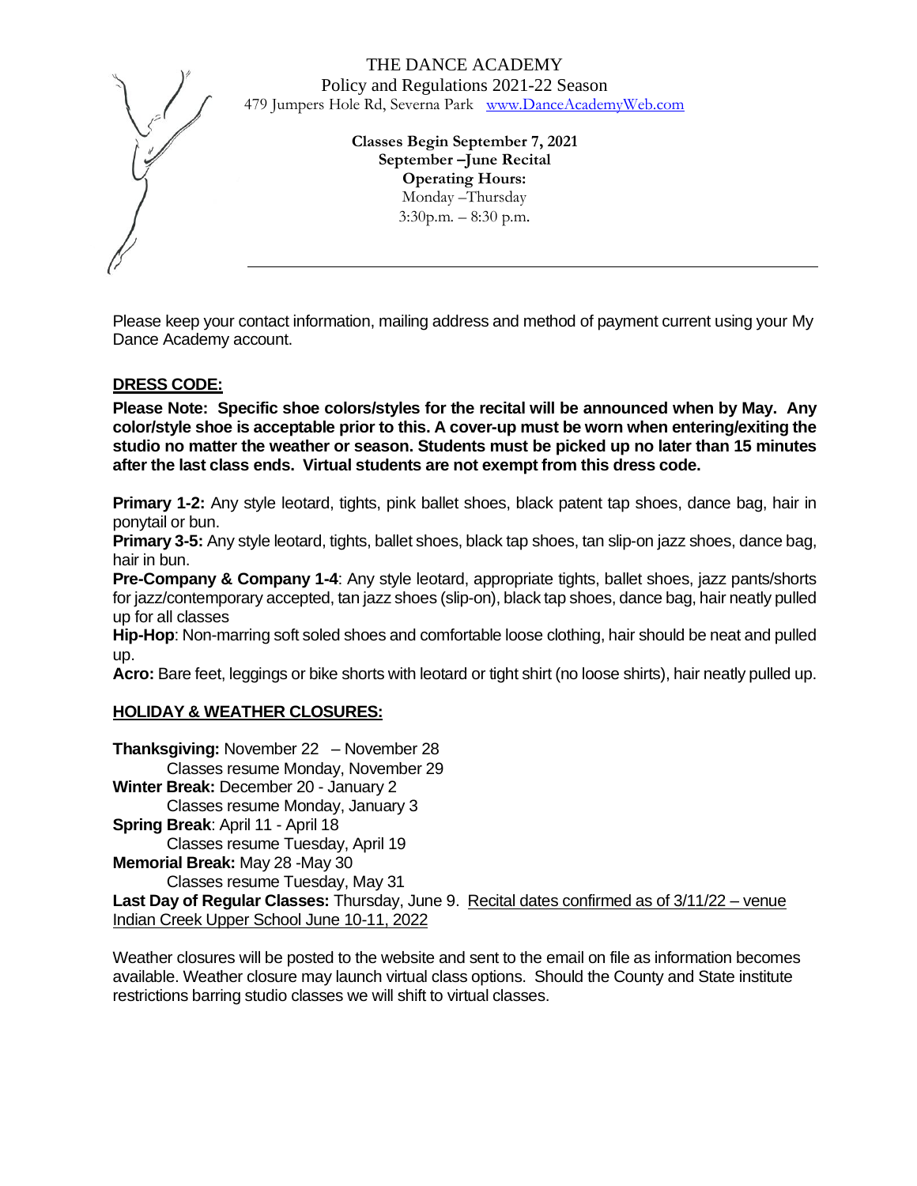THE DANCE ACADEMY
Policy and Regulations 2021-22 Season
479 Jumpers Hole Rd, Severna Park [www.DanceAcademyWeb.com](http://www.DanceAcademyWeb.com)

**Classes Begin September 7, 2021**
**September –June Recital**
**Operating Hours:**
Monday –Thursday
3:30p.m. – 8:30 p.m.

---

Please keep your contact information, mailing address and method of payment current using your My Dance Academy account.

## DRESS CODE:

**Please Note: Specific shoe colors/styles for the recital will be announced when by May. Any color/style shoe is acceptable prior to this. A cover-up must be worn when entering/exiting the studio no matter the weather or season. Students must be picked up no later than 15 minutes after the last class ends. Virtual students are not exempt from this dress code.**

**Primary 1-2:** Any style leotard, tights, pink ballet shoes, black patent tap shoes, dance bag, hair in ponytail or bun.
**Primary 3-5:** Any style leotard, tights, ballet shoes, black tap shoes, tan slip-on jazz shoes, dance bag, hair in bun.
**Pre-Company & Company 1-4**: Any style leotard, appropriate tights, ballet shoes, jazz pants/shorts for jazz/contemporary accepted, tan jazz shoes (slip-on), black tap shoes, dance bag, hair neatly pulled up for all classes
**Hip-Hop**: Non-marring soft soled shoes and comfortable loose clothing, hair should be neat and pulled up.
**Acro:** Bare feet, leggings or bike shorts with leotard or tight shirt (no loose shirts), hair neatly pulled up.

## HOLIDAY & WEATHER CLOSURES:

**Thanksgiving:** November 22 – November 28
Classes resume Monday, November 29
**Winter Break:** December 20 - January 2
Classes resume Monday, January 3
**Spring Break**: April 11 - April 18
Classes resume Tuesday, April 19
**Memorial Break:** May 28 -May 30
Classes resume Tuesday, May 31
**Last Day of Regular Classes:** Thursday, June 9. Recital dates confirmed as of 3/11/22 – venue Indian Creek Upper School June 10-11, 2022

Weather closures will be posted to the website and sent to the email on file as information becomes available. Weather closure may launch virtual class options. Should the County and State institute restrictions barring studio classes we will shift to virtual classes.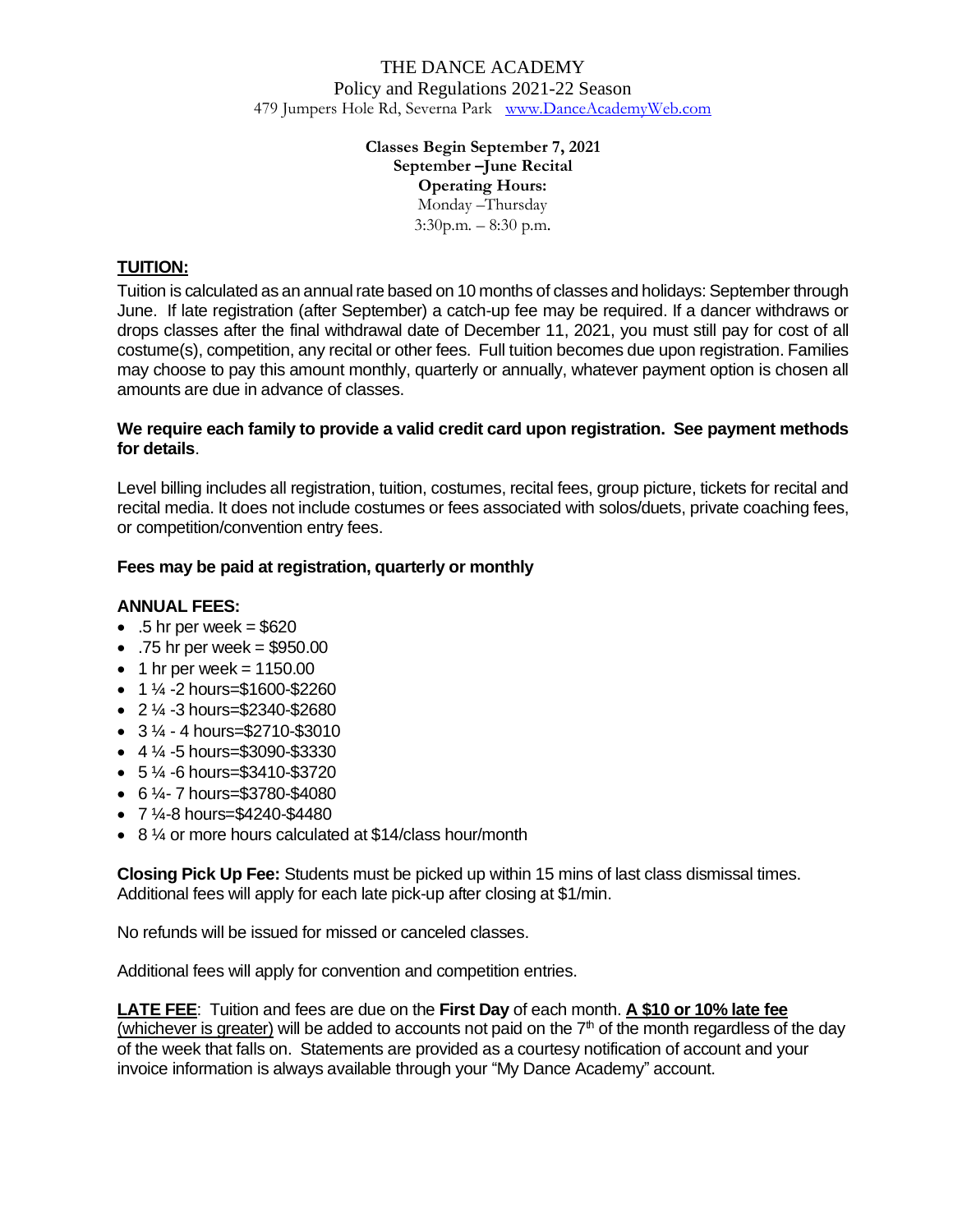# THE DANCE ACADEMY

Policy and Regulations 2021-22 Season

479 Jumpers Hole Rd, Severna Park [www.DanceAcademyWeb.com](http://www.DanceAcademyWeb.com)

**Classes Begin September 7, 2021**
**September –June Recital**
**Operating Hours:**
Monday –Thursday
3:30p.m. – 8:30 p.m.

## TUITION:

Tuition is calculated as an annual rate based on 10 months of classes and holidays: September through June. If late registration (after September) a catch-up fee may be required. If a dancer withdraws or drops classes after the final withdrawal date of December 11, 2021, you must still pay for cost of all costume(s), competition, any recital or other fees. Full tuition becomes due upon registration. Families may choose to pay this amount monthly, quarterly or annually, whatever payment option is chosen all amounts are due in advance of classes.

**We require each family to provide a valid credit card upon registration. See payment methods for details**.

Level billing includes all registration, tuition, costumes, recital fees, group picture, tickets for recital and recital media. It does not include costumes or fees associated with solos/duets, private coaching fees, or competition/convention entry fees.

**Fees may be paid at registration, quarterly or monthly**

**ANNUAL FEES:**

- .5 hr per week = $620
- .75 hr per week = $950.00
- 1 hr per week = 1150.00
- 1 ¼ -2 hours=$1600-$2260
- 2 ¼ -3 hours=$2340-$2680
- 3 ¼ - 4 hours=$2710-$3010
- 4 ¼ -5 hours=$3090-$3330
- 5 ¼ -6 hours=$3410-$3720
- 6 ¼- 7 hours=$3780-$4080
- 7 ¼-8 hours=$4240-$4480
- 8 ¼ or more hours calculated at $14/class hour/month

**Closing Pick Up Fee:** Students must be picked up within 15 mins of last class dismissal times. Additional fees will apply for each late pick-up after closing at $1/min.

No refunds will be issued for missed or canceled classes.

Additional fees will apply for convention and competition entries.

**LATE FEE**: Tuition and fees are due on the **First Day** of each month. **A $10 or 10% late fee** (whichever is greater) will be added to accounts not paid on the 7th of the month regardless of the day of the week that falls on. Statements are provided as a courtesy notification of account and your invoice information is always available through your "My Dance Academy" account.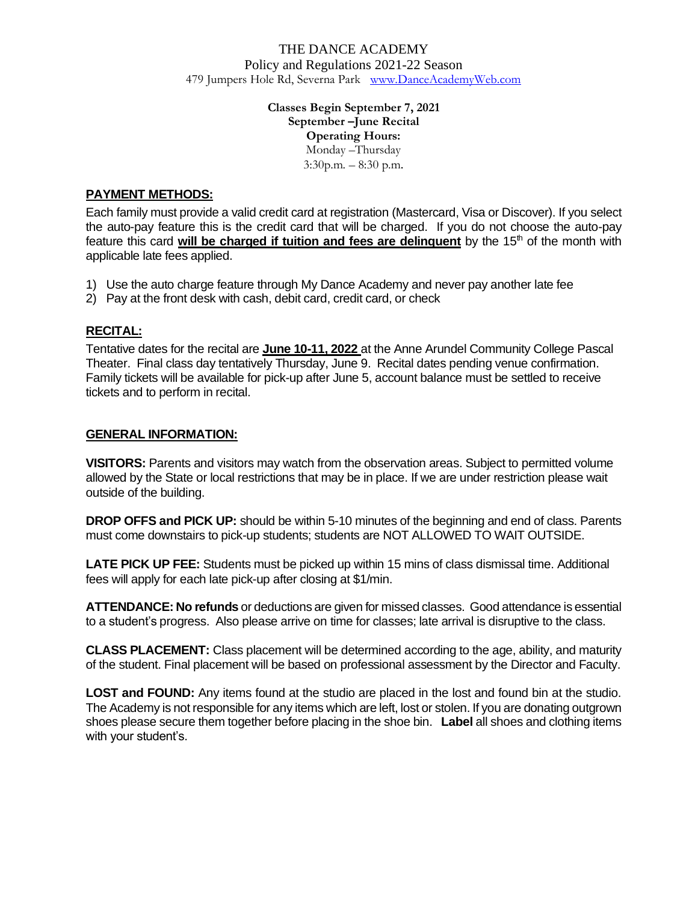# THE DANCE ACADEMY

Policy and Regulations 2021-22 Season

479 Jumpers Hole Rd, Severna Park [www.DanceAcademyWeb.com](http://www.DanceAcademyWeb.com)

**Classes Begin September 7, 2021**
**September –June Recital**
**Operating Hours:**
Monday –Thursday
3:30p.m. – 8:30 p.m.

## PAYMENT METHODS:

Each family must provide a valid credit card at registration (Mastercard, Visa or Discover). If you select the auto-pay feature this is the credit card that will be charged. If you do not choose the auto-pay feature this card **will be charged if tuition and fees are delinquent** by the 15th of the month with applicable late fees applied.

1) Use the auto charge feature through My Dance Academy and never pay another late fee
2) Pay at the front desk with cash, debit card, credit card, or check

## RECITAL:

Tentative dates for the recital are **June 10-11, 2022** at the Anne Arundel Community College Pascal Theater. Final class day tentatively Thursday, June 9. Recital dates pending venue confirmation. Family tickets will be available for pick-up after June 5, account balance must be settled to receive tickets and to perform in recital.

## GENERAL INFORMATION:

**VISITORS:** Parents and visitors may watch from the observation areas. Subject to permitted volume allowed by the State or local restrictions that may be in place. If we are under restriction please wait outside of the building.

**DROP OFFS and PICK UP:** should be within 5-10 minutes of the beginning and end of class. Parents must come downstairs to pick-up students; students are NOT ALLOWED TO WAIT OUTSIDE.

**LATE PICK UP FEE:** Students must be picked up within 15 mins of class dismissal time. Additional fees will apply for each late pick-up after closing at $1/min.

**ATTENDANCE: No refunds** or deductions are given for missed classes. Good attendance is essential to a student's progress. Also please arrive on time for classes; late arrival is disruptive to the class.

**CLASS PLACEMENT:** Class placement will be determined according to the age, ability, and maturity of the student. Final placement will be based on professional assessment by the Director and Faculty.

**LOST and FOUND:** Any items found at the studio are placed in the lost and found bin at the studio. The Academy is not responsible for any items which are left, lost or stolen. If you are donating outgrown shoes please secure them together before placing in the shoe bin. **Label** all shoes and clothing items with your student's.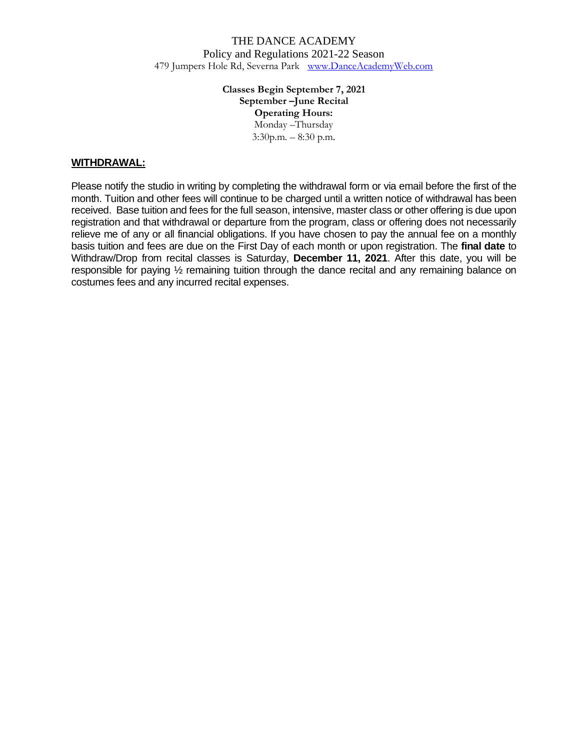THE DANCE ACADEMY

Policy and Regulations 2021-22 Season

479 Jumpers Hole Rd, Severna Park [www.DanceAcademyWeb.com](http://www.DanceAcademyWeb.com)

**Classes Begin September 7, 2021**
**September –June Recital**
**Operating Hours:**
Monday –Thursday
3:30p.m. – 8:30 p.m.

## WITHDRAWAL:

Please notify the studio in writing by completing the withdrawal form or via email before the first of the month. Tuition and other fees will continue to be charged until a written notice of withdrawal has been received. Base tuition and fees for the full season, intensive, master class or other offering is due upon registration and that withdrawal or departure from the program, class or offering does not necessarily relieve me of any or all financial obligations. If you have chosen to pay the annual fee on a monthly basis tuition and fees are due on the First Day of each month or upon registration. The **final date** to Withdraw/Drop from recital classes is Saturday, **December 11, 2021**. After this date, you will be responsible for paying ½ remaining tuition through the dance recital and any remaining balance on costumes fees and any incurred recital expenses.